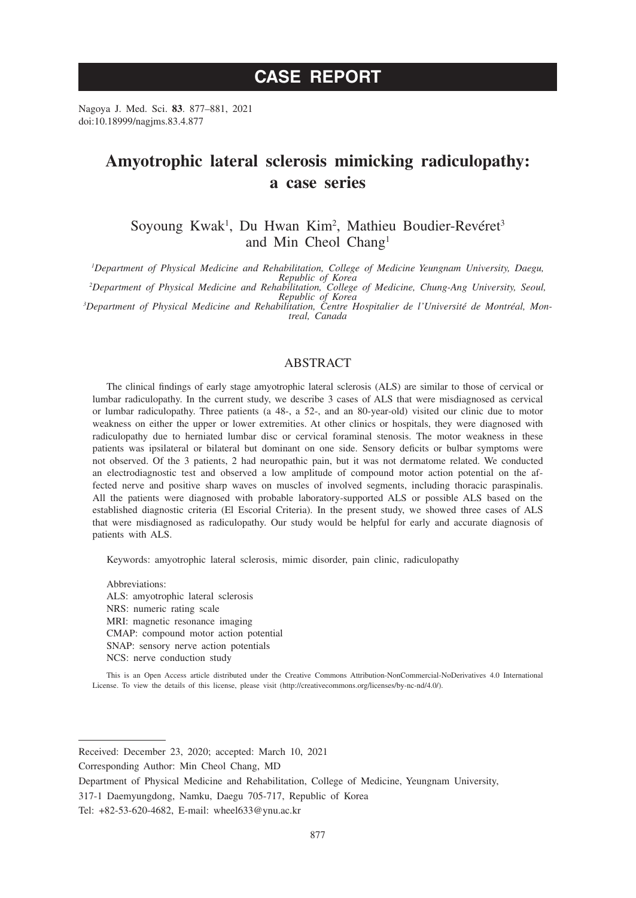CASE REPORT

# Amyotrophic lateral sclerosis mimicking radiculopathy: a case series

Soyoung Kwak[1], Du Hwan Kim[2], Mathieu Boudier-Revéret[3] and Min Cheol Chang[1]

[1]*Department of Physical Medicine and Rehabilitation, College of Medicine Yeungnam University, Daegu, Republic of Korea*
[2]*Department of Physical Medicine and Rehabilitation, College of Medicine, Chung-Ang University, Seoul, Republic of Korea*
[3]*Department of Physical Medicine and Rehabilitation, Centre Hospitalier de l'Université de Montréal, Montreal, Canada*

## ABSTRACT

The clinical findings of early stage amyotrophic lateral sclerosis (ALS) are similar to those of cervical or lumbar radiculopathy. In the current study, we describe 3 cases of ALS that were misdiagnosed as cervical or lumbar radiculopathy. Three patients (a 48-, a 52-, and an 80-year-old) visited our clinic due to motor weakness on either the upper or lower extremities. At other clinics or hospitals, they were diagnosed with radiculopathy due to herniated lumbar disc or cervical foraminal stenosis. The motor weakness in these patients was ipsilateral or bilateral but dominant on one side. Sensory deficits or bulbar symptoms were not observed. Of the 3 patients, 2 had neuropathic pain, but it was not dermatome related. We conducted an electrodiagnostic test and observed a low amplitude of compound motor action potential on the affected nerve and positive sharp waves on muscles of involved segments, including thoracic paraspinalis. All the patients were diagnosed with probable laboratory-supported ALS or possible ALS based on the established diagnostic criteria (El Escorial Criteria). In the present study, we showed three cases of ALS that were misdiagnosed as radiculopathy. Our study would be helpful for early and accurate diagnosis of patients with ALS.

Keywords: amyotrophic lateral sclerosis, mimic disorder, pain clinic, radiculopathy

Abbreviations:
ALS: amyotrophic lateral sclerosis
NRS: numeric rating scale
MRI: magnetic resonance imaging
CMAP: compound motor action potential
SNAP: sensory nerve action potentials
NCS: nerve conduction study

This is an Open Access article distributed under the Creative Commons Attribution-NonCommercial-NoDerivatives 4.0 International License. To view the details of this license, please visit (http://creativecommons.org/licenses/by-nc-nd/4.0/).

---

Received: December 23, 2020; accepted: March 10, 2021
Corresponding Author: Min Cheol Chang, MD
Department of Physical Medicine and Rehabilitation, College of Medicine, Yeungnam University,
317-1 Daemyungdong, Namku, Daegu 705-717, Republic of Korea
Tel: +82-53-620-4682, E-mail: wheel633@ynu.ac.kr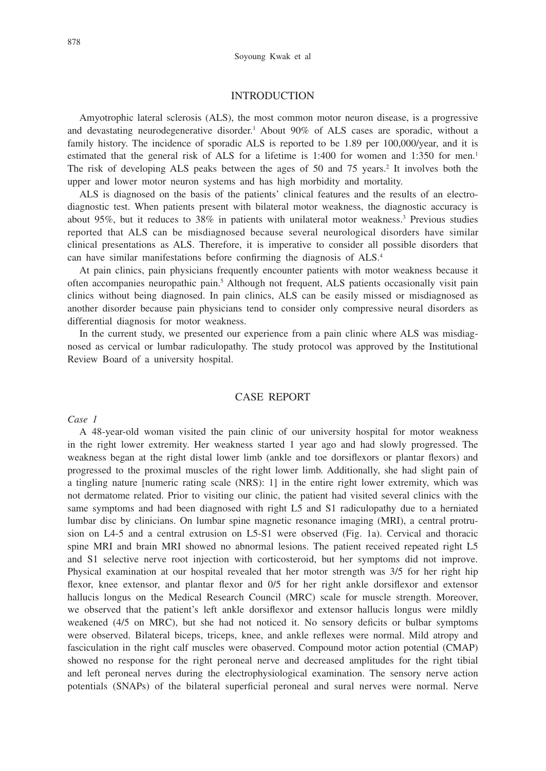## INTRODUCTION

Amyotrophic lateral sclerosis (ALS), the most common motor neuron disease, is a progressive and devastating neurodegenerative disorder.[1] About 90% of ALS cases are sporadic, without a family history. The incidence of sporadic ALS is reported to be 1.89 per 100,000/year, and it is estimated that the general risk of ALS for a lifetime is 1:400 for women and 1:350 for men.[1] The risk of developing ALS peaks between the ages of 50 and 75 years.[2] It involves both the upper and lower motor neuron systems and has high morbidity and mortality.

ALS is diagnosed on the basis of the patients' clinical features and the results of an electrodiagnostic test. When patients present with bilateral motor weakness, the diagnostic accuracy is about 95%, but it reduces to 38% in patients with unilateral motor weakness.[3] Previous studies reported that ALS can be misdiagnosed because several neurological disorders have similar clinical presentations as ALS. Therefore, it is imperative to consider all possible disorders that can have similar manifestations before confirming the diagnosis of ALS.[4]

At pain clinics, pain physicians frequently encounter patients with motor weakness because it often accompanies neuropathic pain.[5] Although not frequent, ALS patients occasionally visit pain clinics without being diagnosed. In pain clinics, ALS can be easily missed or misdiagnosed as another disorder because pain physicians tend to consider only compressive neural disorders as differential diagnosis for motor weakness.

In the current study, we presented our experience from a pain clinic where ALS was misdiagnosed as cervical or lumbar radiculopathy. The study protocol was approved by the Institutional Review Board of a university hospital.

## CASE REPORT

*Case 1*

A 48-year-old woman visited the pain clinic of our university hospital for motor weakness in the right lower extremity. Her weakness started 1 year ago and had slowly progressed. The weakness began at the right distal lower limb (ankle and toe dorsiflexors or plantar flexors) and progressed to the proximal muscles of the right lower limb. Additionally, she had slight pain of a tingling nature [numeric rating scale (NRS): 1] in the entire right lower extremity, which was not dermatome related. Prior to visiting our clinic, the patient had visited several clinics with the same symptoms and had been diagnosed with right L5 and S1 radiculopathy due to a herniated lumbar disc by clinicians. On lumbar spine magnetic resonance imaging (MRI), a central protrusion on L4-5 and a central extrusion on L5-S1 were observed (Fig. 1a). Cervical and thoracic spine MRI and brain MRI showed no abnormal lesions. The patient received repeated right L5 and S1 selective nerve root injection with corticosteroid, but her symptoms did not improve. Physical examination at our hospital revealed that her motor strength was 3/5 for her right hip flexor, knee extensor, and plantar flexor and 0/5 for her right ankle dorsiflexor and extensor hallucis longus on the Medical Research Council (MRC) scale for muscle strength. Moreover, we observed that the patient's left ankle dorsiflexor and extensor hallucis longus were mildly weakened (4/5 on MRC), but she had not noticed it. No sensory deficits or bulbar symptoms were observed. Bilateral biceps, triceps, knee, and ankle reflexes were normal. Mild atropy and fasciculation in the right calf muscles were obaserved. Compound motor action potential (CMAP) showed no response for the right peroneal nerve and decreased amplitudes for the right tibial and left peroneal nerves during the electrophysiological examination. The sensory nerve action potentials (SNAPs) of the bilateral superficial peroneal and sural nerves were normal. Nerve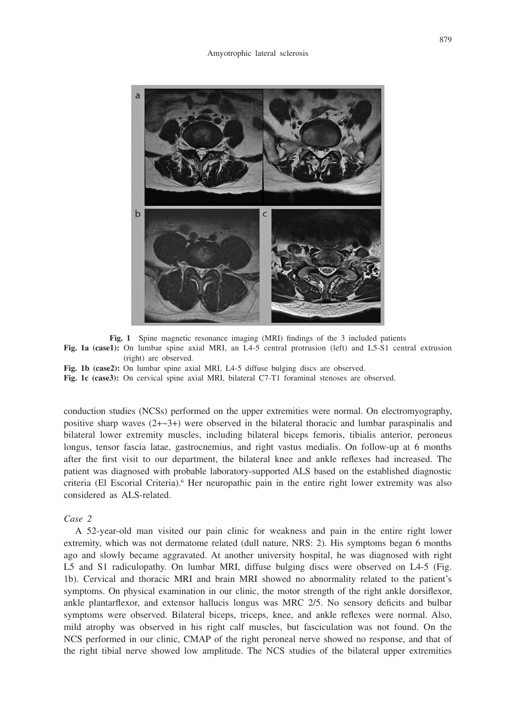**Fig. 1** Spine magnetic resonance imaging (MRI) findings of the 3 included patients

**Fig. 1a (case1):** On lumbar spine axial MRI, an L4-5 central protrusion (left) and L5-S1 central extrusion (right) are observed.

**Fig. 1b (case2):** On lumbar spine axial MRI, L4-5 diffuse bulging discs are observed.

**Fig. 1c (case3):** On cervical spine axial MRI, bilateral C7-T1 foraminal stenoses are observed.

conduction studies (NCSs) performed on the upper extremities were normal. On electromyography, positive sharp waves (2+~3+) were observed in the bilateral thoracic and lumbar paraspinalis and bilateral lower extremity muscles, including bilateral biceps femoris, tibialis anterior, peroneus longus, tensor fascia latae, gastrocnemius, and right vastus medialis. On follow-up at 6 months after the first visit to our department, the bilateral knee and ankle reflexes had increased. The patient was diagnosed with probable laboratory-supported ALS based on the established diagnostic criteria (El Escorial Criteria).[6] Her neuropathic pain in the entire right lower extremity was also considered as ALS-related.

*Case 2*

A 52-year-old man visited our pain clinic for weakness and pain in the entire right lower extremity, which was not dermatome related (dull nature, NRS: 2). His symptoms began 6 months ago and slowly became aggravated. At another university hospital, he was diagnosed with right L5 and S1 radiculopathy. On lumbar MRI, diffuse bulging discs were observed on L4-5 (Fig. 1b). Cervical and thoracic MRI and brain MRI showed no abnormality related to the patient's symptoms. On physical examination in our clinic, the motor strength of the right ankle dorsiflexor, ankle plantarflexor, and extensor hallucis longus was MRC 2/5. No sensory deficits and bulbar symptoms were observed. Bilateral biceps, triceps, knee, and ankle reflexes were normal. Also, mild atrophy was observed in his right calf muscles, but fasciculation was not found. On the NCS performed in our clinic, CMAP of the right peroneal nerve showed no response, and that of the right tibial nerve showed low amplitude. The NCS studies of the bilateral upper extremities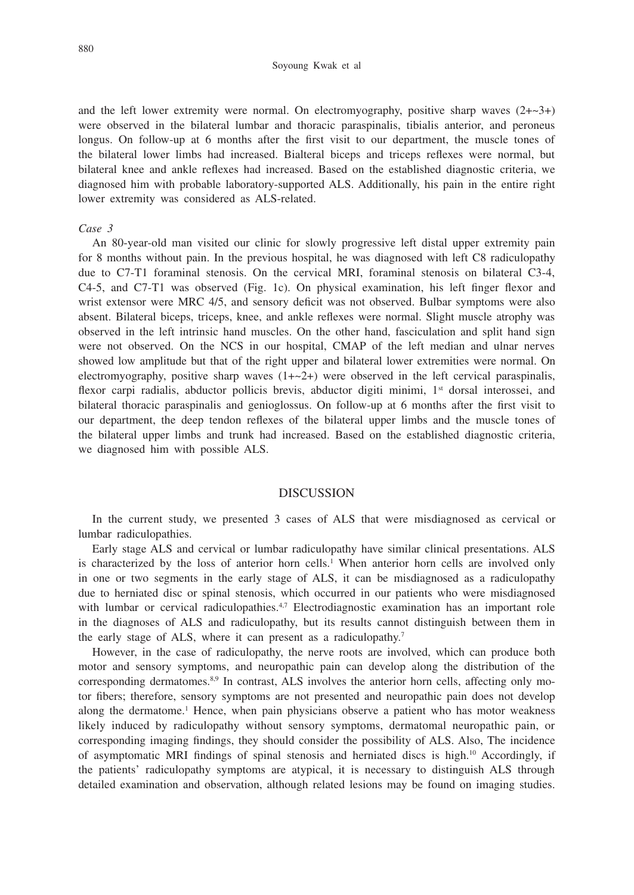and the left lower extremity were normal. On electromyography, positive sharp waves (2+~3+) were observed in the bilateral lumbar and thoracic paraspinalis, tibialis anterior, and peroneus longus. On follow-up at 6 months after the first visit to our department, the muscle tones of the bilateral lower limbs had increased. Bialteral biceps and triceps reflexes were normal, but bilateral knee and ankle reflexes had increased. Based on the established diagnostic criteria, we diagnosed him with probable laboratory-supported ALS. Additionally, his pain in the entire right lower extremity was considered as ALS-related.

*Case 3*

An 80-year-old man visited our clinic for slowly progressive left distal upper extremity pain for 8 months without pain. In the previous hospital, he was diagnosed with left C8 radiculopathy due to C7-T1 foraminal stenosis. On the cervical MRI, foraminal stenosis on bilateral C3-4, C4-5, and C7-T1 was observed (Fig. 1c). On physical examination, his left finger flexor and wrist extensor were MRC 4/5, and sensory deficit was not observed. Bulbar symptoms were also absent. Bilateral biceps, triceps, knee, and ankle reflexes were normal. Slight muscle atrophy was observed in the left intrinsic hand muscles. On the other hand, fasciculation and split hand sign were not observed. On the NCS in our hospital, CMAP of the left median and ulnar nerves showed low amplitude but that of the right upper and bilateral lower extremities were normal. On electromyography, positive sharp waves (1+~2+) were observed in the left cervical paraspinalis, flexor carpi radialis, abductor pollicis brevis, abductor digiti minimi, 1st dorsal interossei, and bilateral thoracic paraspinalis and genioglossus. On follow-up at 6 months after the first visit to our department, the deep tendon reflexes of the bilateral upper limbs and the muscle tones of the bilateral upper limbs and trunk had increased. Based on the established diagnostic criteria, we diagnosed him with possible ALS.

## DISCUSSION

In the current study, we presented 3 cases of ALS that were misdiagnosed as cervical or lumbar radiculopathies.

Early stage ALS and cervical or lumbar radiculopathy have similar clinical presentations. ALS is characterized by the loss of anterior horn cells.[1] When anterior horn cells are involved only in one or two segments in the early stage of ALS, it can be misdiagnosed as a radiculopathy due to herniated disc or spinal stenosis, which occurred in our patients who were misdiagnosed with lumbar or cervical radiculopathies.[4,7] Electrodiagnostic examination has an important role in the diagnoses of ALS and radiculopathy, but its results cannot distinguish between them in the early stage of ALS, where it can present as a radiculopathy.[7]

However, in the case of radiculopathy, the nerve roots are involved, which can produce both motor and sensory symptoms, and neuropathic pain can develop along the distribution of the corresponding dermatomes.[8,9] In contrast, ALS involves the anterior horn cells, affecting only motor fibers; therefore, sensory symptoms are not presented and neuropathic pain does not develop along the dermatome.[1] Hence, when pain physicians observe a patient who has motor weakness likely induced by radiculopathy without sensory symptoms, dermatomal neuropathic pain, or corresponding imaging findings, they should consider the possibility of ALS. Also, The incidence of asymptomatic MRI findings of spinal stenosis and herniated discs is high.[10] Accordingly, if the patients' radiculopathy symptoms are atypical, it is necessary to distinguish ALS through detailed examination and observation, although related lesions may be found on imaging studies.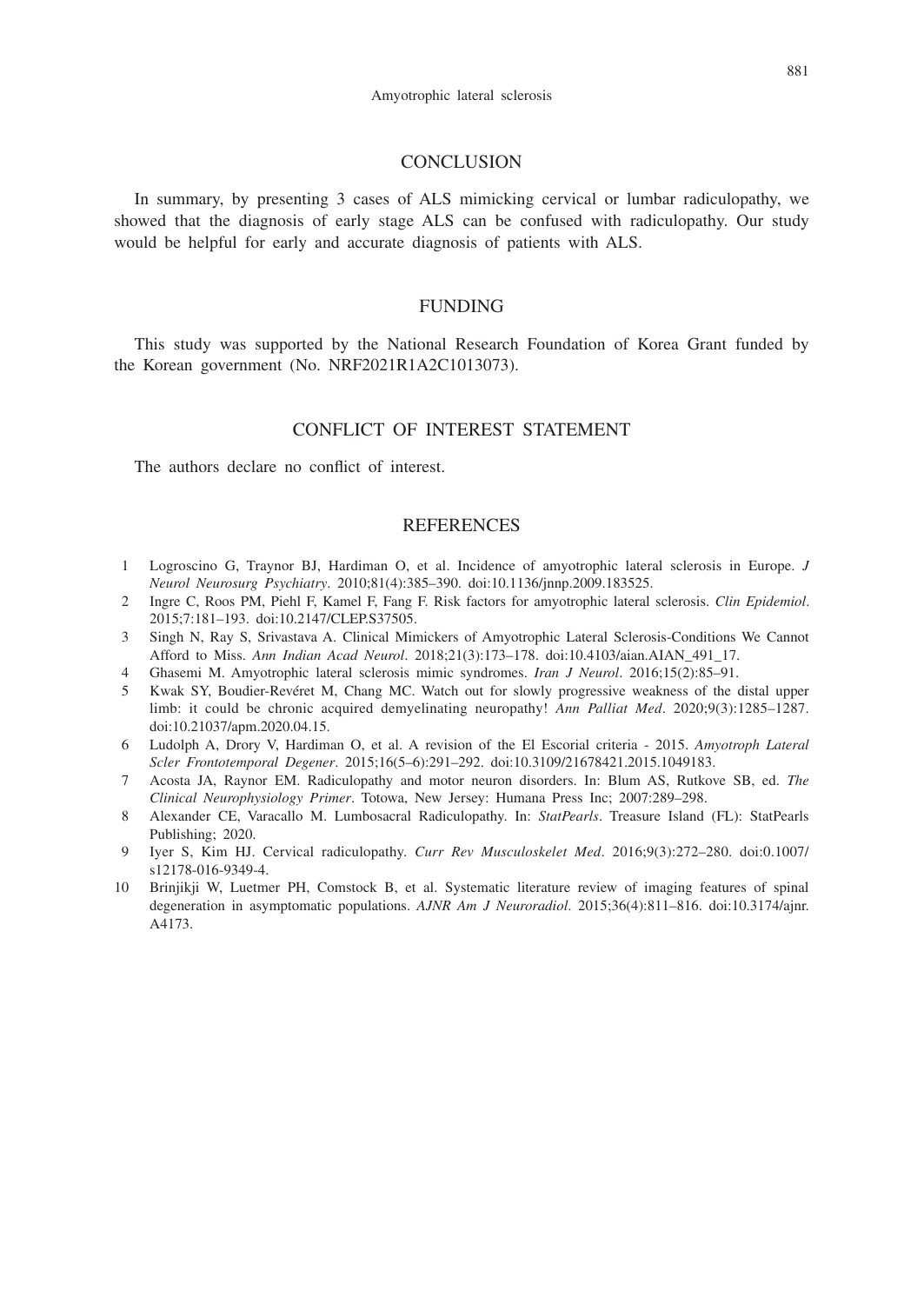## CONCLUSION

In summary, by presenting 3 cases of ALS mimicking cervical or lumbar radiculopathy, we showed that the diagnosis of early stage ALS can be confused with radiculopathy. Our study would be helpful for early and accurate diagnosis of patients with ALS.

## FUNDING

This study was supported by the National Research Foundation of Korea Grant funded by the Korean government (No. NRF2021R1A2C1013073).

## CONFLICT OF INTEREST STATEMENT

The authors declare no conflict of interest.

## REFERENCES

1. Logroscino G, Traynor BJ, Hardiman O, et al. Incidence of amyotrophic lateral sclerosis in Europe. *J Neurol Neurosurg Psychiatry*. 2010;81(4):385–390. doi:10.1136/jnnp.2009.183525.
2. Ingre C, Roos PM, Piehl F, Kamel F, Fang F. Risk factors for amyotrophic lateral sclerosis. *Clin Epidemiol*. 2015;7:181–193. doi:10.2147/CLEP.S37505.
3. Singh N, Ray S, Srivastava A. Clinical Mimickers of Amyotrophic Lateral Sclerosis-Conditions We Cannot Afford to Miss. *Ann Indian Acad Neurol*. 2018;21(3):173–178. doi:10.4103/aian.AIAN_491_17.
4. Ghasemi M. Amyotrophic lateral sclerosis mimic syndromes. *Iran J Neurol*. 2016;15(2):85–91.
5. Kwak SY, Boudier-Revéret M, Chang MC. Watch out for slowly progressive weakness of the distal upper limb: it could be chronic acquired demyelinating neuropathy! *Ann Palliat Med*. 2020;9(3):1285–1287. doi:10.21037/apm.2020.04.15.
6. Ludolph A, Drory V, Hardiman O, et al. A revision of the El Escorial criteria - 2015. *Amyotroph Lateral Scler Frontotemporal Degener*. 2015;16(5–6):291–292. doi:10.3109/21678421.2015.1049183.
7. Acosta JA, Raynor EM. Radiculopathy and motor neuron disorders. In: Blum AS, Rutkove SB, ed. *The Clinical Neurophysiology Primer*. Totowa, New Jersey: Humana Press Inc; 2007:289–298.
8. Alexander CE, Varacallo M. Lumbosacral Radiculopathy. In: *StatPearls*. Treasure Island (FL): StatPearls Publishing; 2020.
9. Iyer S, Kim HJ. Cervical radiculopathy. *Curr Rev Musculoskelet Med*. 2016;9(3):272–280. doi:0.1007/s12178-016-9349-4.
10. Brinjikji W, Luetmer PH, Comstock B, et al. Systematic literature review of imaging features of spinal degeneration in asymptomatic populations. *AJNR Am J Neuroradiol*. 2015;36(4):811–816. doi:10.3174/ajnr.A4173.